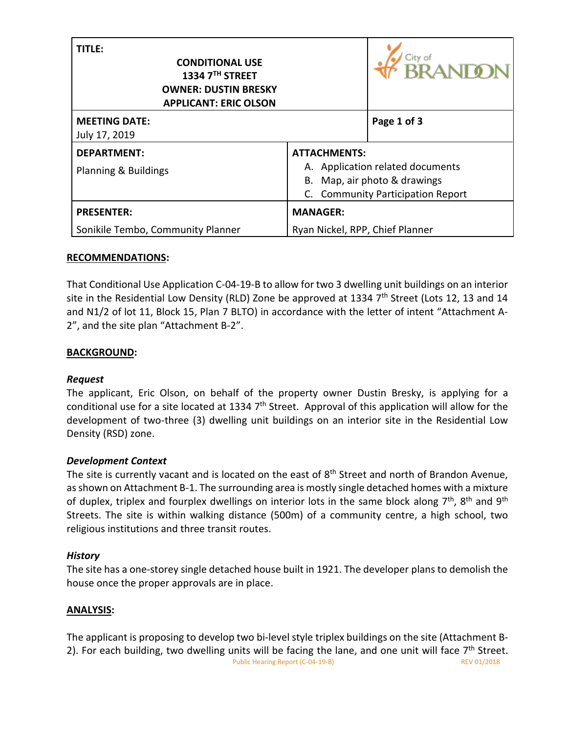| TITLE: CONDITIONAL USE 1334 7TH STREET OWNER: DUSTIN BRESKY APPLICANT: ERIC OLSON | City of BRANDON |
|---|---|
| **MEETING DATE:** July 17, 2019 | **Page 1 of 3** |
| **DEPARTMENT:** Planning & Buildings | **ATTACHMENTS:** A. Application related documents B. Map, air photo & drawings C. Community Participation Report |
| **PRESENTER:** Sonikile Tembo, Community Planner | **MANAGER:** Ryan Nickel, RPP, Chief Planner |

## RECOMMENDATIONS:

That Conditional Use Application C-04-19-B to allow for two 3 dwelling unit buildings on an interior site in the Residential Low Density (RLD) Zone be approved at 1334 7th Street (Lots 12, 13 and 14 and N1/2 of lot 11, Block 15, Plan 7 BLTO) in accordance with the letter of intent "Attachment A-2", and the site plan "Attachment B-2".

## BACKGROUND:

### *Request*

The applicant, Eric Olson, on behalf of the property owner Dustin Bresky, is applying for a conditional use for a site located at 1334 7th Street. Approval of this application will allow for the development of two-three (3) dwelling unit buildings on an interior site in the Residential Low Density (RSD) zone.

### *Development Context*

The site is currently vacant and is located on the east of 8th Street and north of Brandon Avenue, as shown on Attachment B-1. The surrounding area is mostly single detached homes with a mixture of duplex, triplex and fourplex dwellings on interior lots in the same block along 7th, 8th and 9th Streets. The site is within walking distance (500m) of a community centre, a high school, two religious institutions and three transit routes.

### *History*

The site has a one-storey single detached house built in 1921. The developer plans to demolish the house once the proper approvals are in place.

## ANALYSIS:

The applicant is proposing to develop two bi-level style triplex buildings on the site (Attachment B-2). For each building, two dwelling units will be facing the lane, and one unit will face 7th Street.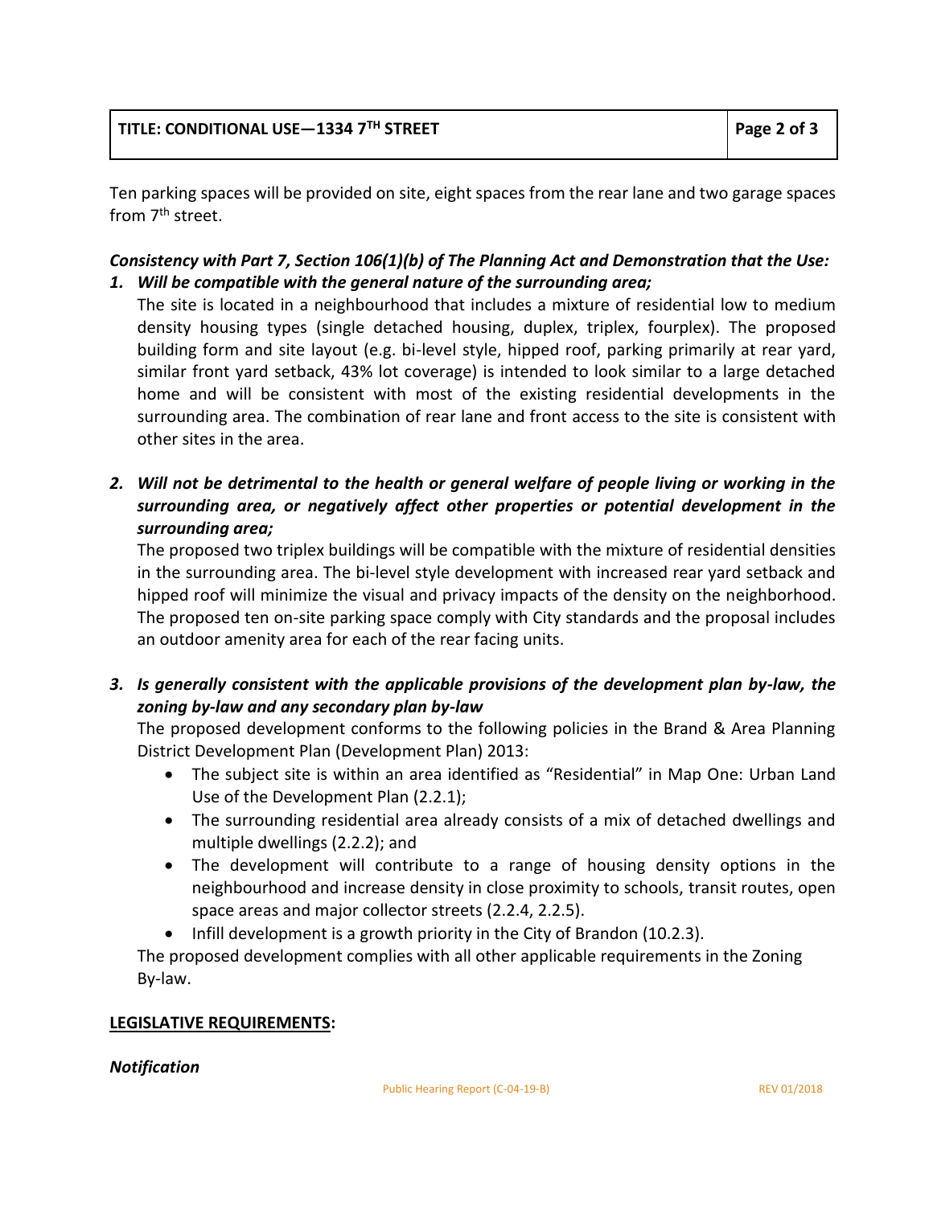Ten parking spaces will be provided on site, eight spaces from the rear lane and two garage spaces from 7th street.

***Consistency with Part 7, Section 106(1)(b) of The Planning Act and Demonstration that the Use:***

1. ***Will be compatible with the general nature of the surrounding area;***

   The site is located in a neighbourhood that includes a mixture of residential low to medium density housing types (single detached housing, duplex, triplex, fourplex). The proposed building form and site layout (e.g. bi-level style, hipped roof, parking primarily at rear yard, similar front yard setback, 43% lot coverage) is intended to look similar to a large detached home and will be consistent with most of the existing residential developments in the surrounding area. The combination of rear lane and front access to the site is consistent with other sites in the area.

2. ***Will not be detrimental to the health or general welfare of people living or working in the surrounding area, or negatively affect other properties or potential development in the surrounding area;***

   The proposed two triplex buildings will be compatible with the mixture of residential densities in the surrounding area. The bi-level style development with increased rear yard setback and hipped roof will minimize the visual and privacy impacts of the density on the neighborhood. The proposed ten on-site parking space comply with City standards and the proposal includes an outdoor amenity area for each of the rear facing units.

3. ***Is generally consistent with the applicable provisions of the development plan by-law, the zoning by-law and any secondary plan by-law***

   The proposed development conforms to the following policies in the Brand & Area Planning District Development Plan (Development Plan) 2013:

   - The subject site is within an area identified as "Residential" in Map One: Urban Land Use of the Development Plan (2.2.1);
   - The surrounding residential area already consists of a mix of detached dwellings and multiple dwellings (2.2.2); and
   - The development will contribute to a range of housing density options in the neighbourhood and increase density in close proximity to schools, transit routes, open space areas and major collector streets (2.2.4, 2.2.5).
   - Infill development is a growth priority in the City of Brandon (10.2.3).

   The proposed development complies with all other applicable requirements in the Zoning By-law.

**LEGISLATIVE REQUIREMENTS:**

***Notification***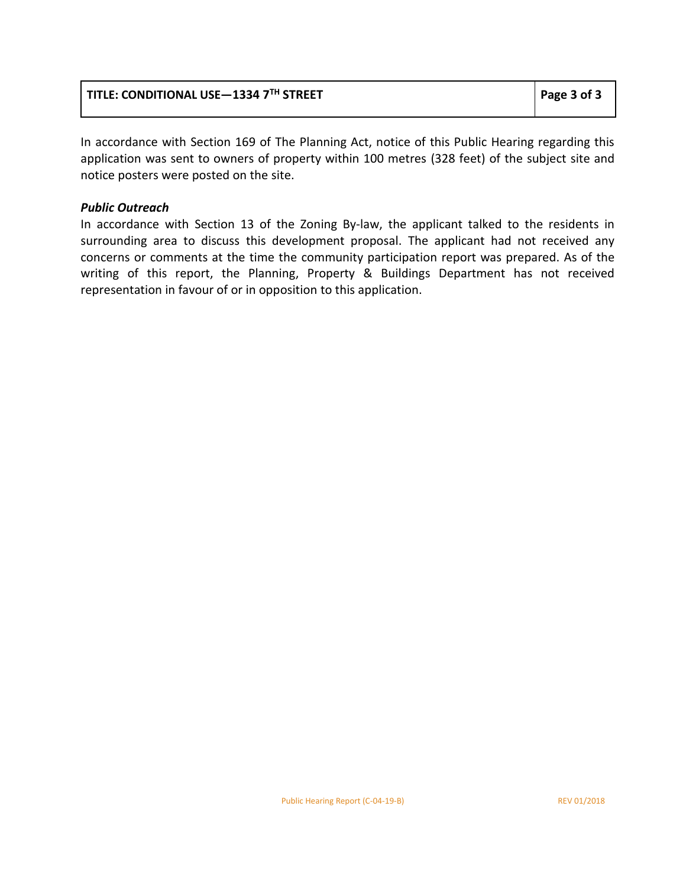In accordance with Section 169 of The Planning Act, notice of this Public Hearing regarding this application was sent to owners of property within 100 metres (328 feet) of the subject site and notice posters were posted on the site.

***Public Outreach***

In accordance with Section 13 of the Zoning By-law, the applicant talked to the residents in surrounding area to discuss this development proposal. The applicant had not received any concerns or comments at the time the community participation report was prepared. As of the writing of this report, the Planning, Property & Buildings Department has not received representation in favour of or in opposition to this application.